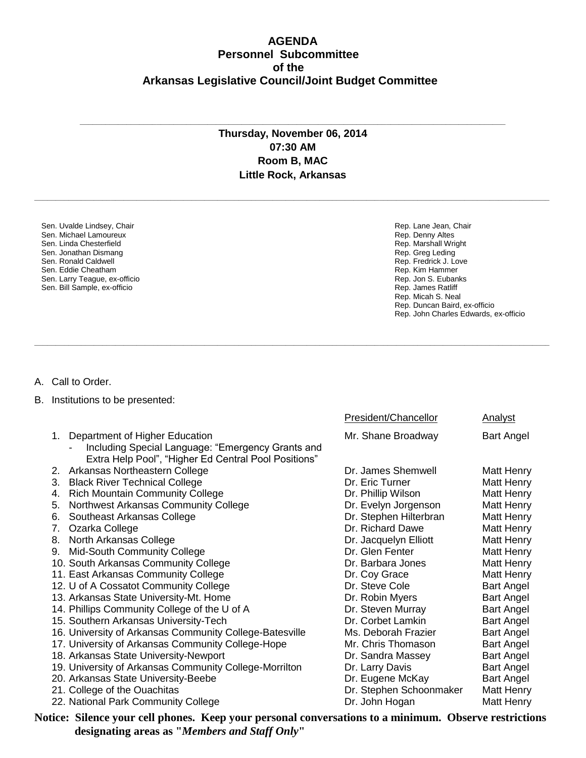# AGENDA
## Personnel Subcommittee
## of the
## Arkansas Legislative Council/Joint Budget Committee

---

**Thursday, November 06, 2014**
**07:30 AM**
**Room B, MAC**
**Little Rock, Arkansas**

---

Sen. Uvalde Lindsey, Chair
Sen. Michael Lamoureux
Sen. Linda Chesterfield
Sen. Jonathan Dismang
Sen. Ronald Caldwell
Sen. Eddie Cheatham
Sen. Larry Teague, ex-officio
Sen. Bill Sample, ex-officio

Rep. Lane Jean, Chair
Rep. Denny Altes
Rep. Marshall Wright
Rep. Greg Leding
Rep. Fredrick J. Love
Rep. Kim Hammer
Rep. Jon S. Eubanks
Rep. James Ratliff
Rep. Micah S. Neal
Rep. Duncan Baird, ex-officio
Rep. John Charles Edwards, ex-officio

---

A. Call to Order.

B. Institutions to be presented:

| | Institution | President/Chancellor | Analyst |
|---|---|---|---|
| 1. | Department of Higher Education<br>- Including Special Language: "Emergency Grants and Extra Help Pool", "Higher Ed Central Pool Positions" | Mr. Shane Broadway | Bart Angel |
| 2. | Arkansas Northeastern College | Dr. James Shemwell | Matt Henry |
| 3. | Black River Technical College | Dr. Eric Turner | Matt Henry |
| 4. | Rich Mountain Community College | Dr. Phillip Wilson | Matt Henry |
| 5. | Northwest Arkansas Community College | Dr. Evelyn Jorgenson | Matt Henry |
| 6. | Southeast Arkansas College | Dr. Stephen Hilterbran | Matt Henry |
| 7. | Ozarka College | Dr. Richard Dawe | Matt Henry |
| 8. | North Arkansas College | Dr. Jacquelyn Elliott | Matt Henry |
| 9. | Mid-South Community College | Dr. Glen Fenter | Matt Henry |
| 10. | South Arkansas Community College | Dr. Barbara Jones | Matt Henry |
| 11. | East Arkansas Community College | Dr. Coy Grace | Matt Henry |
| 12. | U of A Cossatot Community College | Dr. Steve Cole | Bart Angel |
| 13. | Arkansas State University-Mt. Home | Dr. Robin Myers | Bart Angel |
| 14. | Phillips Community College of the U of A | Dr. Steven Murray | Bart Angel |
| 15. | Southern Arkansas University-Tech | Dr. Corbet Lamkin | Bart Angel |
| 16. | University of Arkansas Community College-Batesville | Ms. Deborah Frazier | Bart Angel |
| 17. | University of Arkansas Community College-Hope | Mr. Chris Thomason | Bart Angel |
| 18. | Arkansas State University-Newport | Dr. Sandra Massey | Bart Angel |
| 19. | University of Arkansas Community College-Morrilton | Dr. Larry Davis | Bart Angel |
| 20. | Arkansas State University-Beebe | Dr. Eugene McKay | Bart Angel |
| 21. | College of the Ouachitas | Dr. Stephen Schoonmaker | Matt Henry |
| 22. | National Park Community College | Dr. John Hogan | Matt Henry |

**Notice: Silence your cell phones. Keep your personal conversations to a minimum. Observe restrictions designating areas as "*Members and Staff Only*"**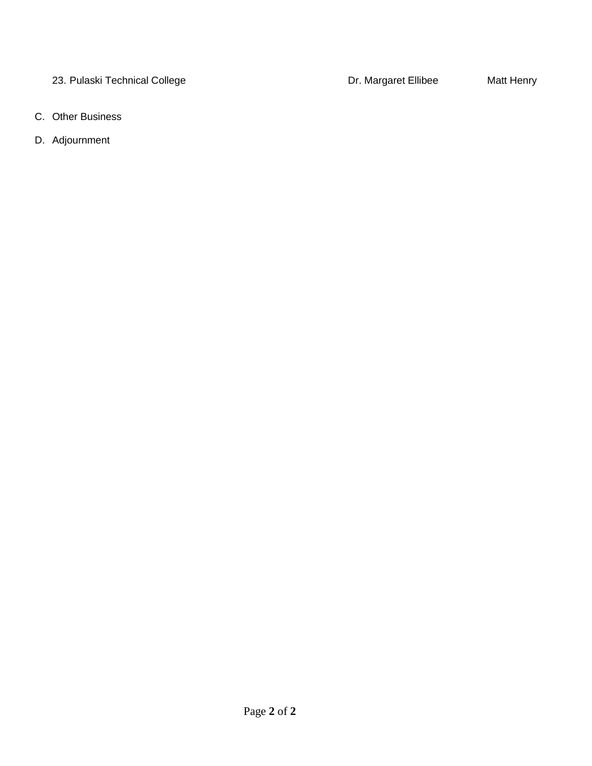23. Pulaski Technical College Dr. Margaret Ellibee Matt Henry

C. Other Business

D. Adjournment